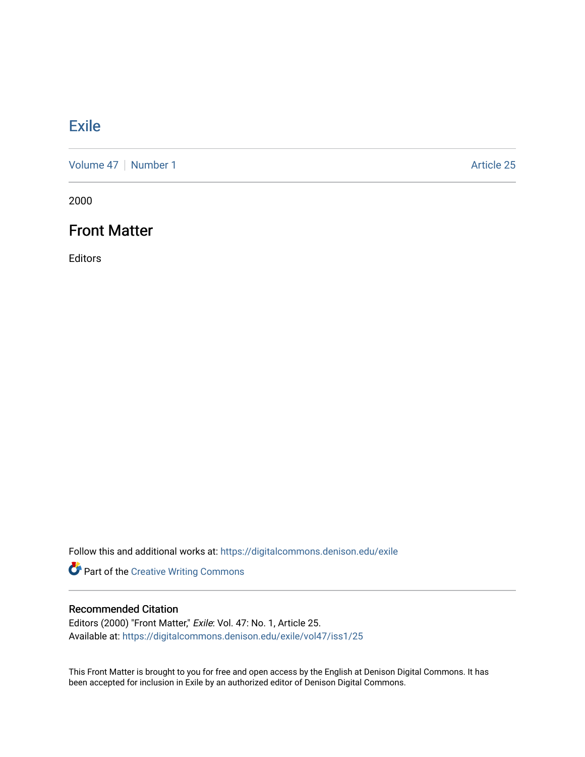# Exile

Volume 47 | Number 1

Article 25

2000

## Front Matter

Editors

Follow this and additional works at: https://digitalcommons.denison.edu/exile

Part of the Creative Writing Commons

### Recommended Citation

Editors (2000) "Front Matter," *Exile*: Vol. 47: No. 1, Article 25.
Available at: https://digitalcommons.denison.edu/exile/vol47/iss1/25

This Front Matter is brought to you for free and open access by the English at Denison Digital Commons. It has been accepted for inclusion in Exile by an authorized editor of Denison Digital Commons.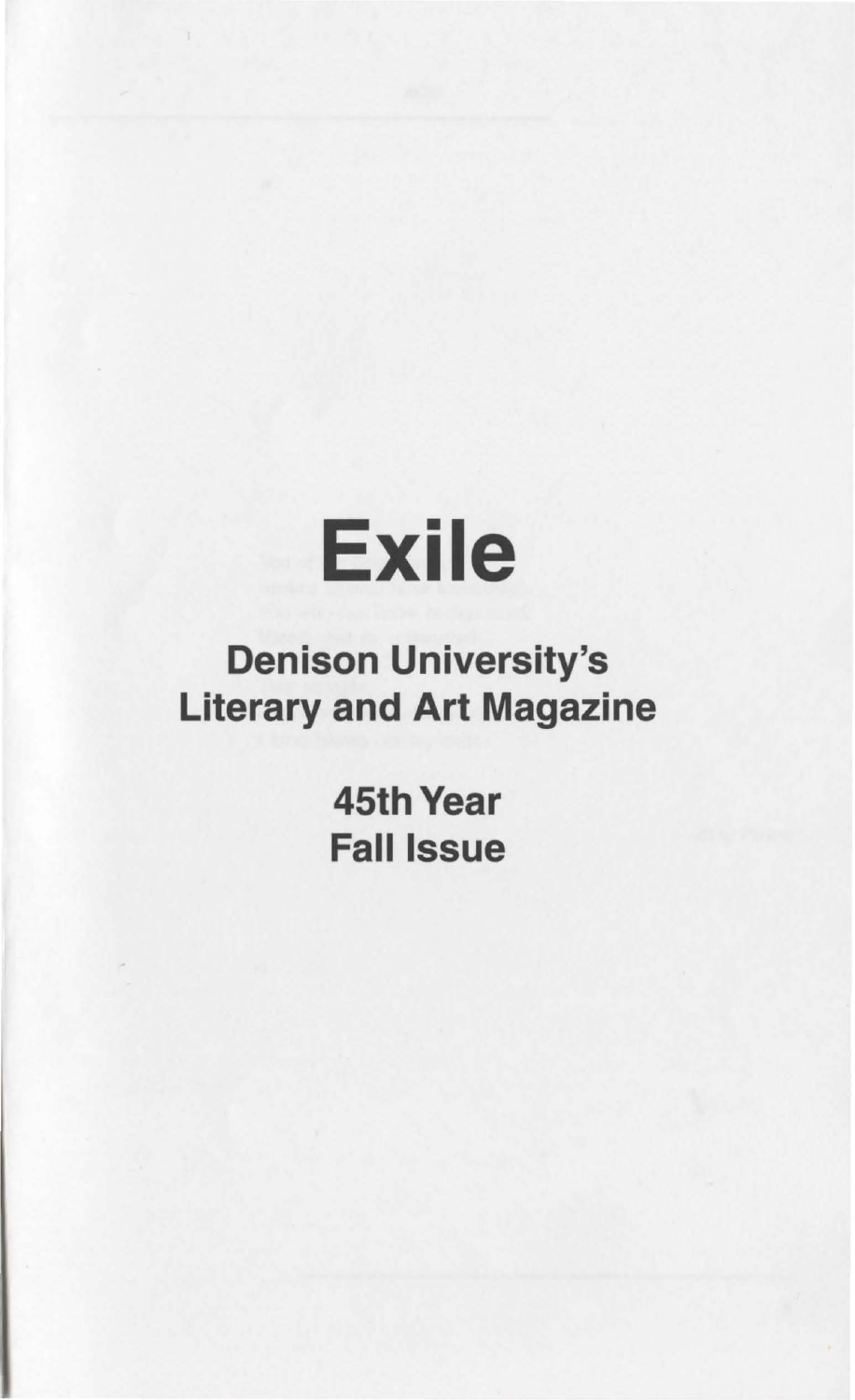# Exile

## Denison University's Literary and Art Magazine

### 45th Year
### Fall Issue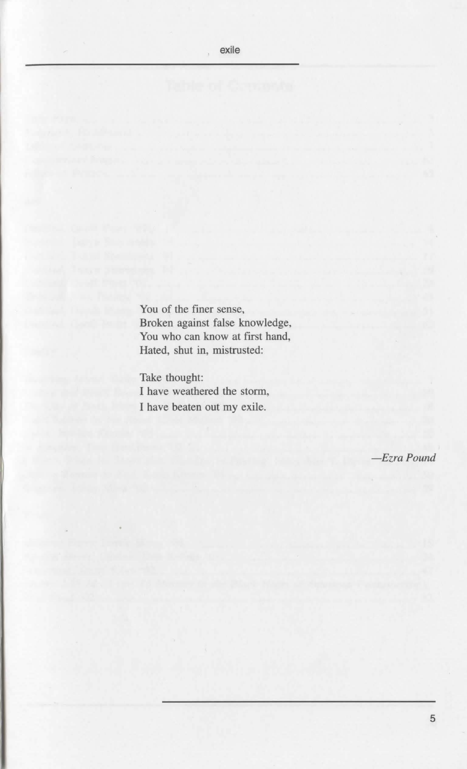You of the finer sense,  
Broken against false knowledge,  
You who can know at first hand,  
Hated, shut in, mistrusted:

Take thought:  
I have weathered the storm,  
I have beaten out my exile.

*—Ezra Pound*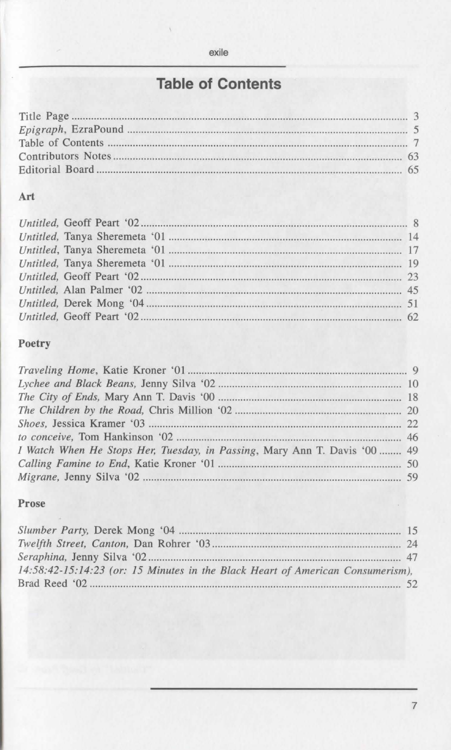## Table of Contents

Title Page ........................................................................................................ 3
*Epigraph,* EzraPound ........................................................................................ 5
Table of Contents ............................................................................................. 7
Contributors Notes ............................................................................................ 63
Editorial Board ................................................................................................. 65

### Art

*Untitled,* Geoff Peart '02 ................................................................................. 8
*Untitled,* Tanya Sheremeta '01 ........................................................................ 14
*Untitled,* Tanya Sheremeta '01 ........................................................................ 17
*Untitled,* Tanya Sheremeta '01 ........................................................................ 19
*Untitled,* Geoff Peart '02 ................................................................................. 23
*Untitled,* Alan Palmer '02 ................................................................................ 45
*Untitled,* Derek Mong '04 ................................................................................ 51
*Untitled,* Geoff Peart '02 ................................................................................. 62

### Poetry

*Traveling Home,* Katie Kroner '01 ..................................................................... 9
*Lychee and Black Beans,* Jenny Silva '02 .......................................................... 10
*The City of Ends,* Mary Ann T. Davis '00 ........................................................... 18
*The Children by the Road,* Chris Million '02 ....................................................... 20
*Shoes,* Jessica Kramer '03 ................................................................................ 22
*to conceive,* Tom Hankinson '02 ........................................................................ 46
*I Watch When He Stops Her, Tuesday, in Passing,* Mary Ann T. Davis '00 ........ 49
*Calling Famine to End,* Katie Kroner '01 ............................................................ 50
*Migrane,* Jenny Silva '02 .................................................................................. 59

### Prose

*Slumber Party,* Derek Mong '04 ......................................................................... 15
*Twelfth Street, Canton,* Dan Rohrer '03 ............................................................. 24
*Seraphina,* Jenny Silva '02 ................................................................................ 47
*14:58:42-15:14:23 (or: 15 Minutes in the Black Heart of American Consumerism),* Brad Reed '02 ......................................................................................................... 52